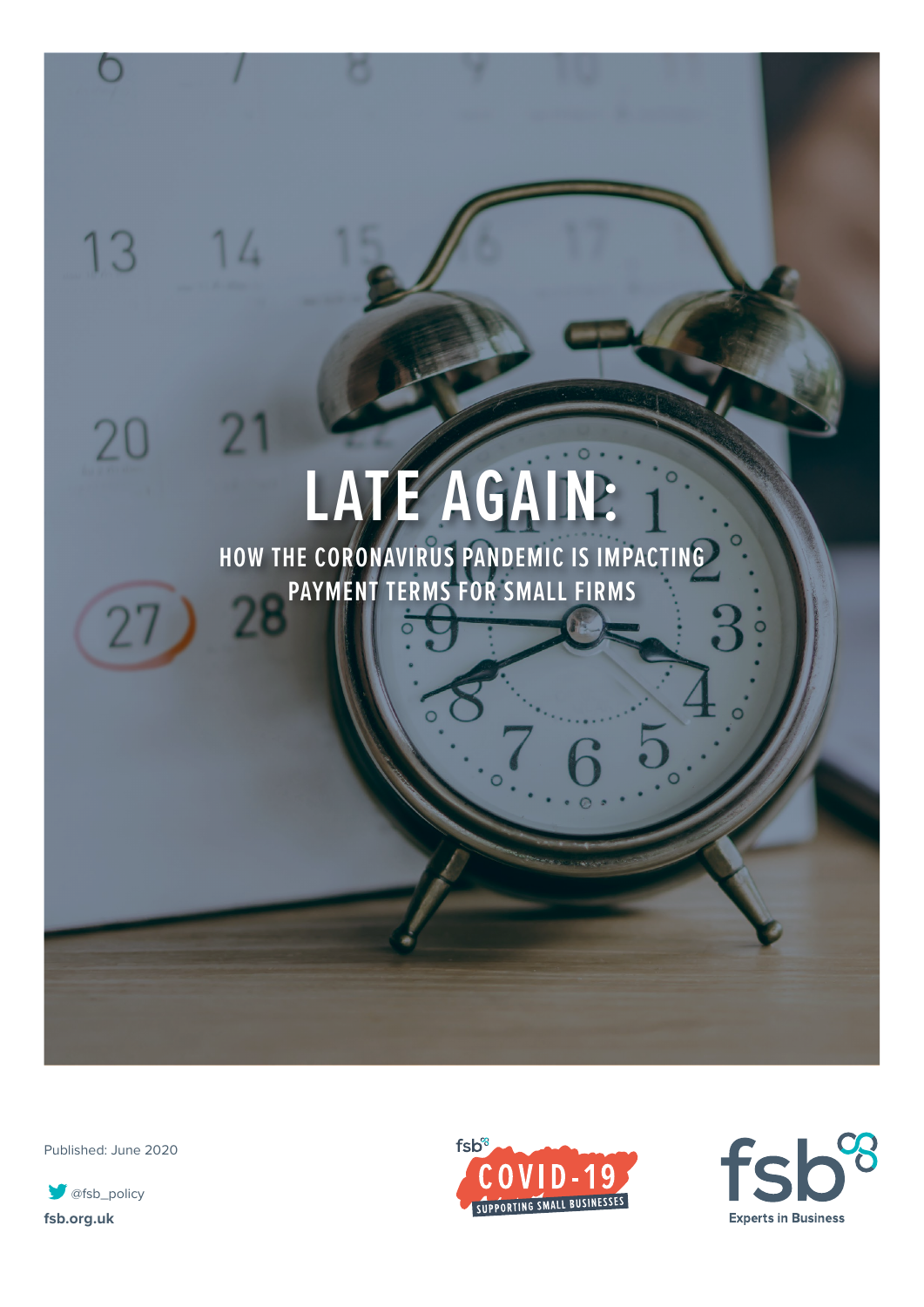# LATE AGAIN:

## HOW THE CORONAVIRUS PANDEMIC IS IMPACTING PAYMENT TERMS FOR SMALL FIRMS

Published: June 2020

@fsb_policy

**fsb.org.uk**

fsb COVID-19 SUPPORTING SMALL BUSINESSES

fsb Experts in Business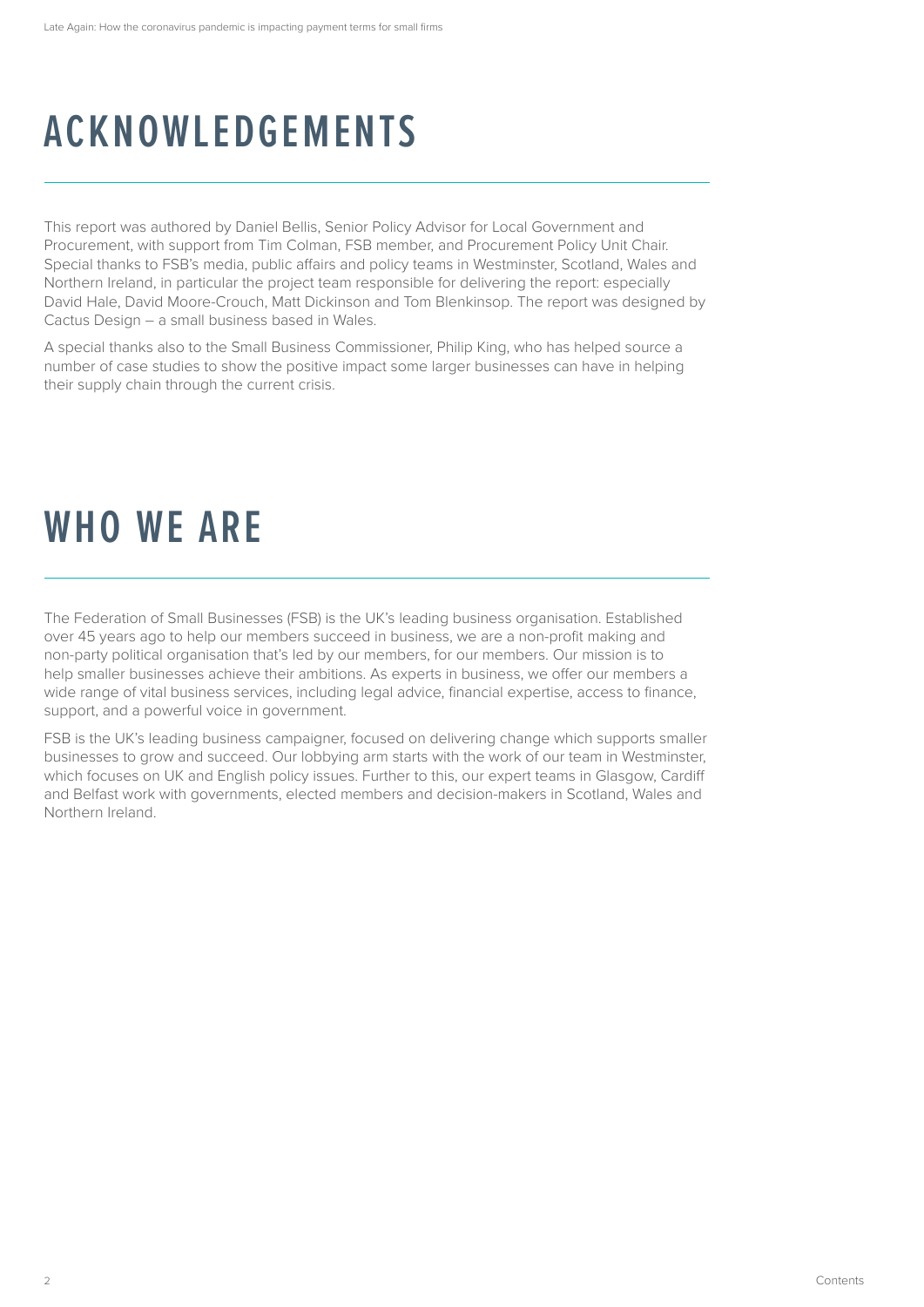# ACKNOWLEDGEMENTS

This report was authored by Daniel Bellis, Senior Policy Advisor for Local Government and Procurement, with support from Tim Colman, FSB member, and Procurement Policy Unit Chair. Special thanks to FSB's media, public affairs and policy teams in Westminster, Scotland, Wales and Northern Ireland, in particular the project team responsible for delivering the report: especially David Hale, David Moore-Crouch, Matt Dickinson and Tom Blenkinsop. The report was designed by Cactus Design – a small business based in Wales.

A special thanks also to the Small Business Commissioner, Philip King, who has helped source a number of case studies to show the positive impact some larger businesses can have in helping their supply chain through the current crisis.

# WHO WE ARE

The Federation of Small Businesses (FSB) is the UK's leading business organisation. Established over 45 years ago to help our members succeed in business, we are a non-profit making and non-party political organisation that's led by our members, for our members. Our mission is to help smaller businesses achieve their ambitions. As experts in business, we offer our members a wide range of vital business services, including legal advice, financial expertise, access to finance, support, and a powerful voice in government.

FSB is the UK's leading business campaigner, focused on delivering change which supports smaller businesses to grow and succeed. Our lobbying arm starts with the work of our team in Westminster, which focuses on UK and English policy issues. Further to this, our expert teams in Glasgow, Cardiff and Belfast work with governments, elected members and decision-makers in Scotland, Wales and Northern Ireland.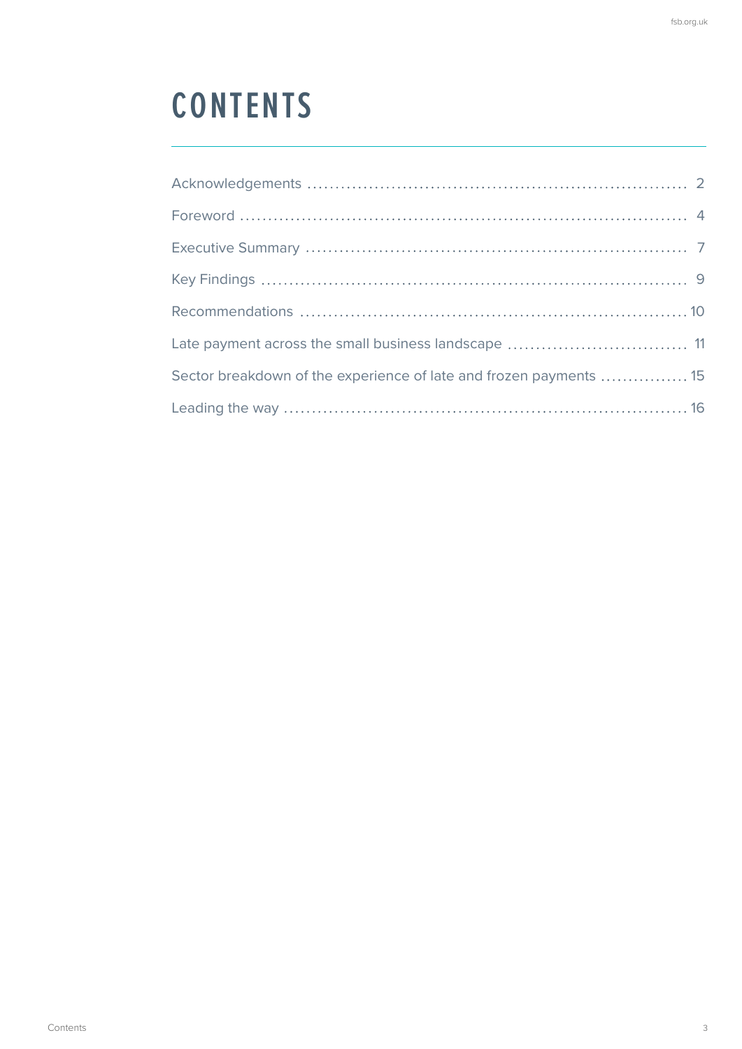# CONTENTS

Acknowledgements .................................................................... 2

Foreword ................................................................................ 4

Executive Summary .................................................................... 7

Key Findings ........................................................................... 9

Recommendations ..................................................................... 10

Late payment across the small business landscape ............................... 11

Sector breakdown of the experience of late and frozen payments ................ 15

Leading the way ........................................................................ 16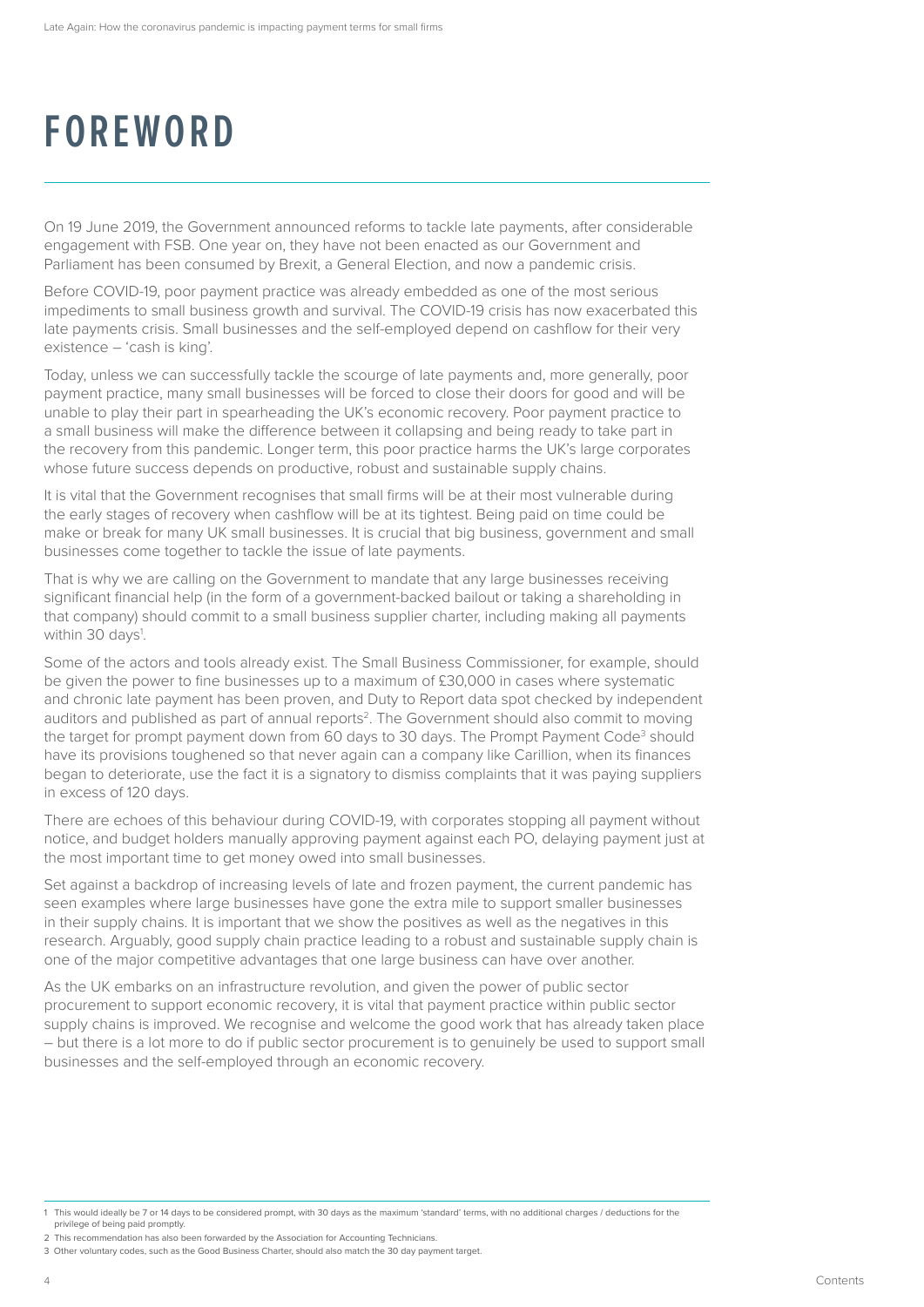# FOREWORD

On 19 June 2019, the Government announced reforms to tackle late payments, after considerable engagement with FSB. One year on, they have not been enacted as our Government and Parliament has been consumed by Brexit, a General Election, and now a pandemic crisis.

Before COVID-19, poor payment practice was already embedded as one of the most serious impediments to small business growth and survival. The COVID-19 crisis has now exacerbated this late payments crisis. Small businesses and the self-employed depend on cashflow for their very existence – 'cash is king'.

Today, unless we can successfully tackle the scourge of late payments and, more generally, poor payment practice, many small businesses will be forced to close their doors for good and will be unable to play their part in spearheading the UK's economic recovery. Poor payment practice to a small business will make the difference between it collapsing and being ready to take part in the recovery from this pandemic. Longer term, this poor practice harms the UK's large corporates whose future success depends on productive, robust and sustainable supply chains.

It is vital that the Government recognises that small firms will be at their most vulnerable during the early stages of recovery when cashflow will be at its tightest. Being paid on time could be make or break for many UK small businesses. It is crucial that big business, government and small businesses come together to tackle the issue of late payments.

That is why we are calling on the Government to mandate that any large businesses receiving significant financial help (in the form of a government-backed bailout or taking a shareholding in that company) should commit to a small business supplier charter, including making all payments within 30 days[1].

Some of the actors and tools already exist. The Small Business Commissioner, for example, should be given the power to fine businesses up to a maximum of £30,000 in cases where systematic and chronic late payment has been proven, and Duty to Report data spot checked by independent auditors and published as part of annual reports[2]. The Government should also commit to moving the target for prompt payment down from 60 days to 30 days. The Prompt Payment Code[3] should have its provisions toughened so that never again can a company like Carillion, when its finances began to deteriorate, use the fact it is a signatory to dismiss complaints that it was paying suppliers in excess of 120 days.

There are echoes of this behaviour during COVID-19, with corporates stopping all payment without notice, and budget holders manually approving payment against each PO, delaying payment just at the most important time to get money owed into small businesses.

Set against a backdrop of increasing levels of late and frozen payment, the current pandemic has seen examples where large businesses have gone the extra mile to support smaller businesses in their supply chains. It is important that we show the positives as well as the negatives in this research. Arguably, good supply chain practice leading to a robust and sustainable supply chain is one of the major competitive advantages that one large business can have over another.

As the UK embarks on an infrastructure revolution, and given the power of public sector procurement to support economic recovery, it is vital that payment practice within public sector supply chains is improved. We recognise and welcome the good work that has already taken place – but there is a lot more to do if public sector procurement is to genuinely be used to support small businesses and the self-employed through an economic recovery.

---

1 This would ideally be 7 or 14 days to be considered prompt, with 30 days as the maximum 'standard' terms, with no additional charges / deductions for the privilege of being paid promptly.

2 This recommendation has also been forwarded by the Association for Accounting Technicians.

3 Other voluntary codes, such as the Good Business Charter, should also match the 30 day payment target.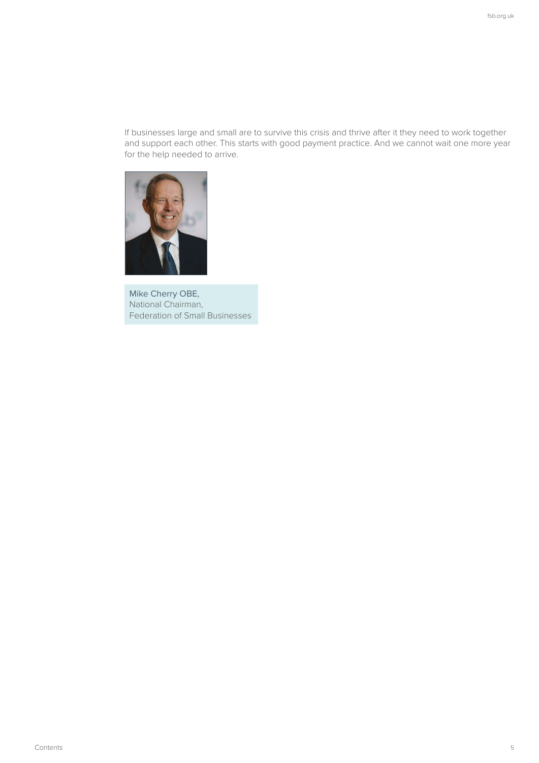If businesses large and small are to survive this crisis and thrive after it they need to work together and support each other. This starts with good payment practice. And we cannot wait one more year for the help needed to arrive.

Mike Cherry OBE,
National Chairman,
Federation of Small Businesses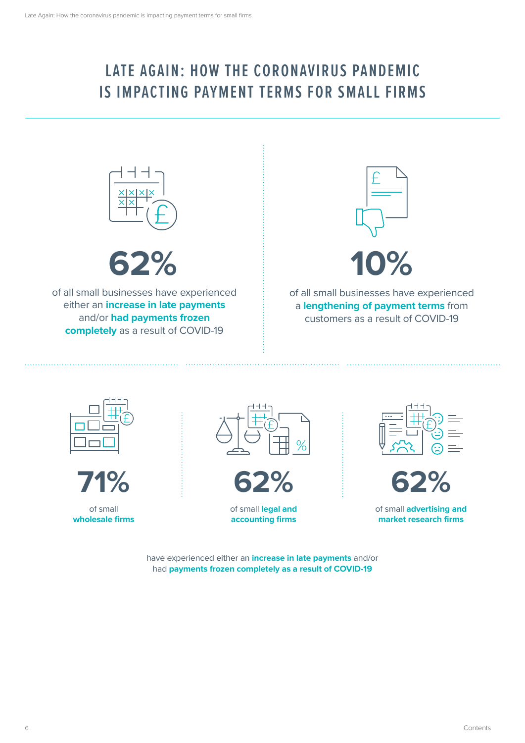# LATE AGAIN: HOW THE CORONAVIRUS PANDEMIC IS IMPACTING PAYMENT TERMS FOR SMALL FIRMS

**62%**

of all small businesses have experienced either an **increase in late payments** and/or **had payments frozen completely** as a result of COVID-19

**10%**

of all small businesses have experienced a **lengthening of payment terms** from customers as a result of COVID-19

**71%**

of small **wholesale firms**

**62%**

of small **legal and accounting firms**

**62%**

of small **advertising and market research firms**

have experienced either an **increase in late payments** and/or had **payments frozen completely as a result of COVID-19**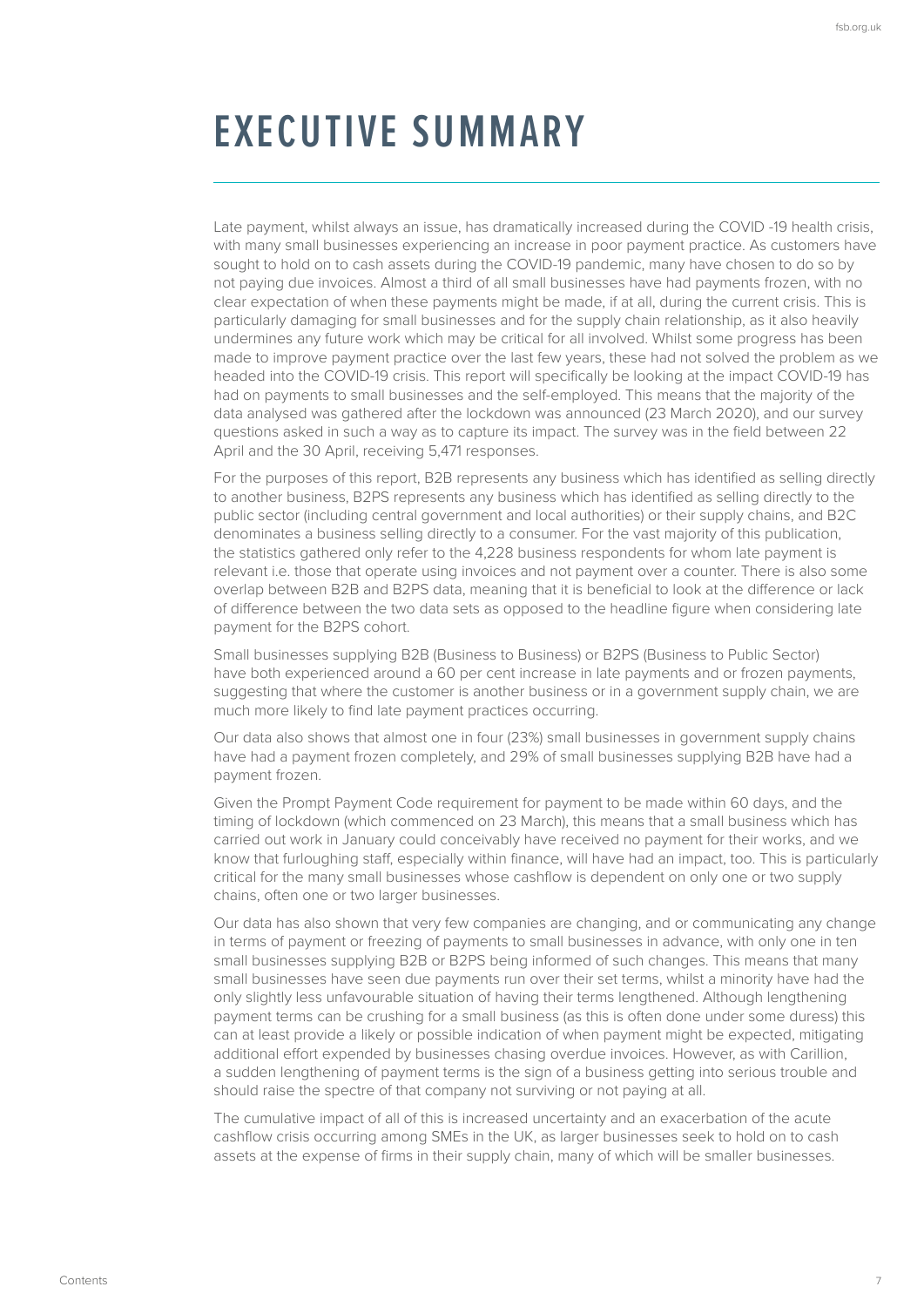# EXECUTIVE SUMMARY

Late payment, whilst always an issue, has dramatically increased during the COVID -19 health crisis, with many small businesses experiencing an increase in poor payment practice. As customers have sought to hold on to cash assets during the COVID-19 pandemic, many have chosen to do so by not paying due invoices. Almost a third of all small businesses have had payments frozen, with no clear expectation of when these payments might be made, if at all, during the current crisis. This is particularly damaging for small businesses and for the supply chain relationship, as it also heavily undermines any future work which may be critical for all involved. Whilst some progress has been made to improve payment practice over the last few years, these had not solved the problem as we headed into the COVID-19 crisis. This report will specifically be looking at the impact COVID-19 has had on payments to small businesses and the self-employed. This means that the majority of the data analysed was gathered after the lockdown was announced (23 March 2020), and our survey questions asked in such a way as to capture its impact. The survey was in the field between 22 April and the 30 April, receiving 5,471 responses.

For the purposes of this report, B2B represents any business which has identified as selling directly to another business, B2PS represents any business which has identified as selling directly to the public sector (including central government and local authorities) or their supply chains, and B2C denominates a business selling directly to a consumer. For the vast majority of this publication, the statistics gathered only refer to the 4,228 business respondents for whom late payment is relevant i.e. those that operate using invoices and not payment over a counter. There is also some overlap between B2B and B2PS data, meaning that it is beneficial to look at the difference or lack of difference between the two data sets as opposed to the headline figure when considering late payment for the B2PS cohort.

Small businesses supplying B2B (Business to Business) or B2PS (Business to Public Sector) have both experienced around a 60 per cent increase in late payments and or frozen payments, suggesting that where the customer is another business or in a government supply chain, we are much more likely to find late payment practices occurring.

Our data also shows that almost one in four (23%) small businesses in government supply chains have had a payment frozen completely, and 29% of small businesses supplying B2B have had a payment frozen.

Given the Prompt Payment Code requirement for payment to be made within 60 days, and the timing of lockdown (which commenced on 23 March), this means that a small business which has carried out work in January could conceivably have received no payment for their works, and we know that furloughing staff, especially within finance, will have had an impact, too. This is particularly critical for the many small businesses whose cashflow is dependent on only one or two supply chains, often one or two larger businesses.

Our data has also shown that very few companies are changing, and or communicating any change in terms of payment or freezing of payments to small businesses in advance, with only one in ten small businesses supplying B2B or B2PS being informed of such changes. This means that many small businesses have seen due payments run over their set terms, whilst a minority have had the only slightly less unfavourable situation of having their terms lengthened. Although lengthening payment terms can be crushing for a small business (as this is often done under some duress) this can at least provide a likely or possible indication of when payment might be expected, mitigating additional effort expended by businesses chasing overdue invoices. However, as with Carillion, a sudden lengthening of payment terms is the sign of a business getting into serious trouble and should raise the spectre of that company not surviving or not paying at all.

The cumulative impact of all of this is increased uncertainty and an exacerbation of the acute cashflow crisis occurring among SMEs in the UK, as larger businesses seek to hold on to cash assets at the expense of firms in their supply chain, many of which will be smaller businesses.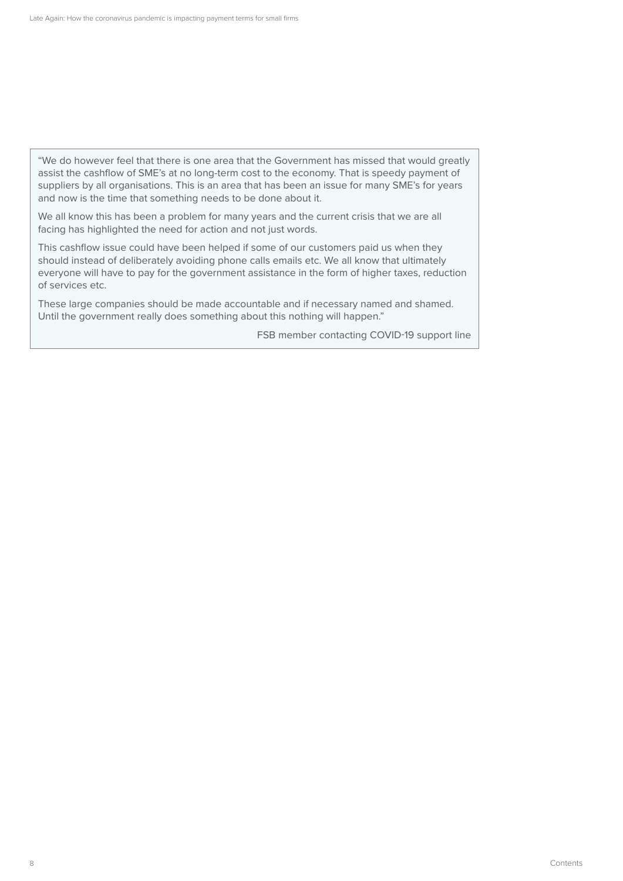> "We do however feel that there is one area that the Government has missed that would greatly assist the cashflow of SME's at no long-term cost to the economy. That is speedy payment of suppliers by all organisations. This is an area that has been an issue for many SME's for years and now is the time that something needs to be done about it.
>
> We all know this has been a problem for many years and the current crisis that we are all facing has highlighted the need for action and not just words.
>
> This cashflow issue could have been helped if some of our customers paid us when they should instead of deliberately avoiding phone calls emails etc. We all know that ultimately everyone will have to pay for the government assistance in the form of higher taxes, reduction of services etc.
>
> These large companies should be made accountable and if necessary named and shamed. Until the government really does something about this nothing will happen."
>
> FSB member contacting COVID-19 support line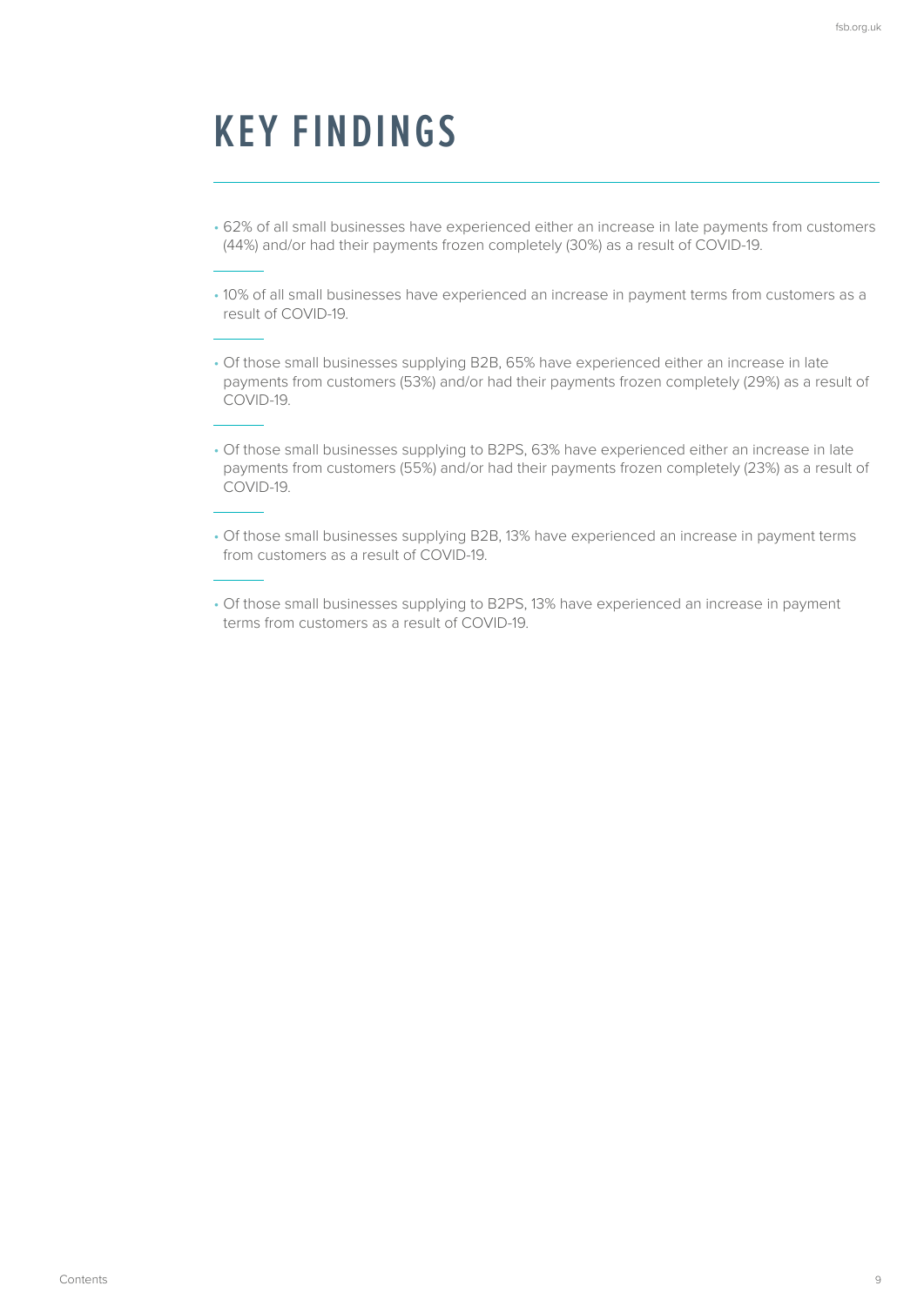# KEY FINDINGS

- 62% of all small businesses have experienced either an increase in late payments from customers (44%) and/or had their payments frozen completely (30%) as a result of COVID-19.

- 10% of all small businesses have experienced an increase in payment terms from customers as a result of COVID-19.

- Of those small businesses supplying B2B, 65% have experienced either an increase in late payments from customers (53%) and/or had their payments frozen completely (29%) as a result of COVID-19.

- Of those small businesses supplying to B2PS, 63% have experienced either an increase in late payments from customers (55%) and/or had their payments frozen completely (23%) as a result of COVID-19.

- Of those small businesses supplying B2B, 13% have experienced an increase in payment terms from customers as a result of COVID-19.

- Of those small businesses supplying to B2PS, 13% have experienced an increase in payment terms from customers as a result of COVID-19.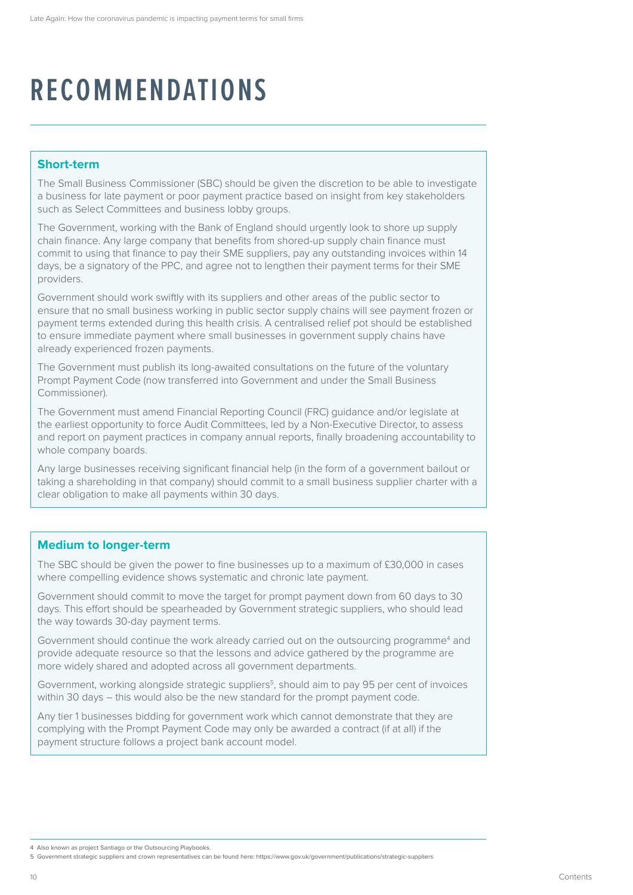# RECOMMENDATIONS

## Short-term

The Small Business Commissioner (SBC) should be given the discretion to be able to investigate a business for late payment or poor payment practice based on insight from key stakeholders such as Select Committees and business lobby groups.

The Government, working with the Bank of England should urgently look to shore up supply chain finance. Any large company that benefits from shored-up supply chain finance must commit to using that finance to pay their SME suppliers, pay any outstanding invoices within 14 days, be a signatory of the PPC, and agree not to lengthen their payment terms for their SME providers.

Government should work swiftly with its suppliers and other areas of the public sector to ensure that no small business working in public sector supply chains will see payment frozen or payment terms extended during this health crisis. A centralised relief pot should be established to ensure immediate payment where small businesses in government supply chains have already experienced frozen payments.

The Government must publish its long-awaited consultations on the future of the voluntary Prompt Payment Code (now transferred into Government and under the Small Business Commissioner).

The Government must amend Financial Reporting Council (FRC) guidance and/or legislate at the earliest opportunity to force Audit Committees, led by a Non-Executive Director, to assess and report on payment practices in company annual reports, finally broadening accountability to whole company boards.

Any large businesses receiving significant financial help (in the form of a government bailout or taking a shareholding in that company) should commit to a small business supplier charter with a clear obligation to make all payments within 30 days.

## Medium to longer-term

The SBC should be given the power to fine businesses up to a maximum of £30,000 in cases where compelling evidence shows systematic and chronic late payment.

Government should commit to move the target for prompt payment down from 60 days to 30 days. This effort should be spearheaded by Government strategic suppliers, who should lead the way towards 30-day payment terms.

Government should continue the work already carried out on the outsourcing programme[4] and provide adequate resource so that the lessons and advice gathered by the programme are more widely shared and adopted across all government departments.

Government, working alongside strategic suppliers[5], should aim to pay 95 per cent of invoices within 30 days – this would also be the new standard for the prompt payment code.

Any tier 1 businesses bidding for government work which cannot demonstrate that they are complying with the Prompt Payment Code may only be awarded a contract (if at all) if the payment structure follows a project bank account model.

---

4 Also known as project Santiago or the Outsourcing Playbooks.

5 Government strategic suppliers and crown representatives can be found here: https://www.gov.uk/government/publications/strategic-suppliers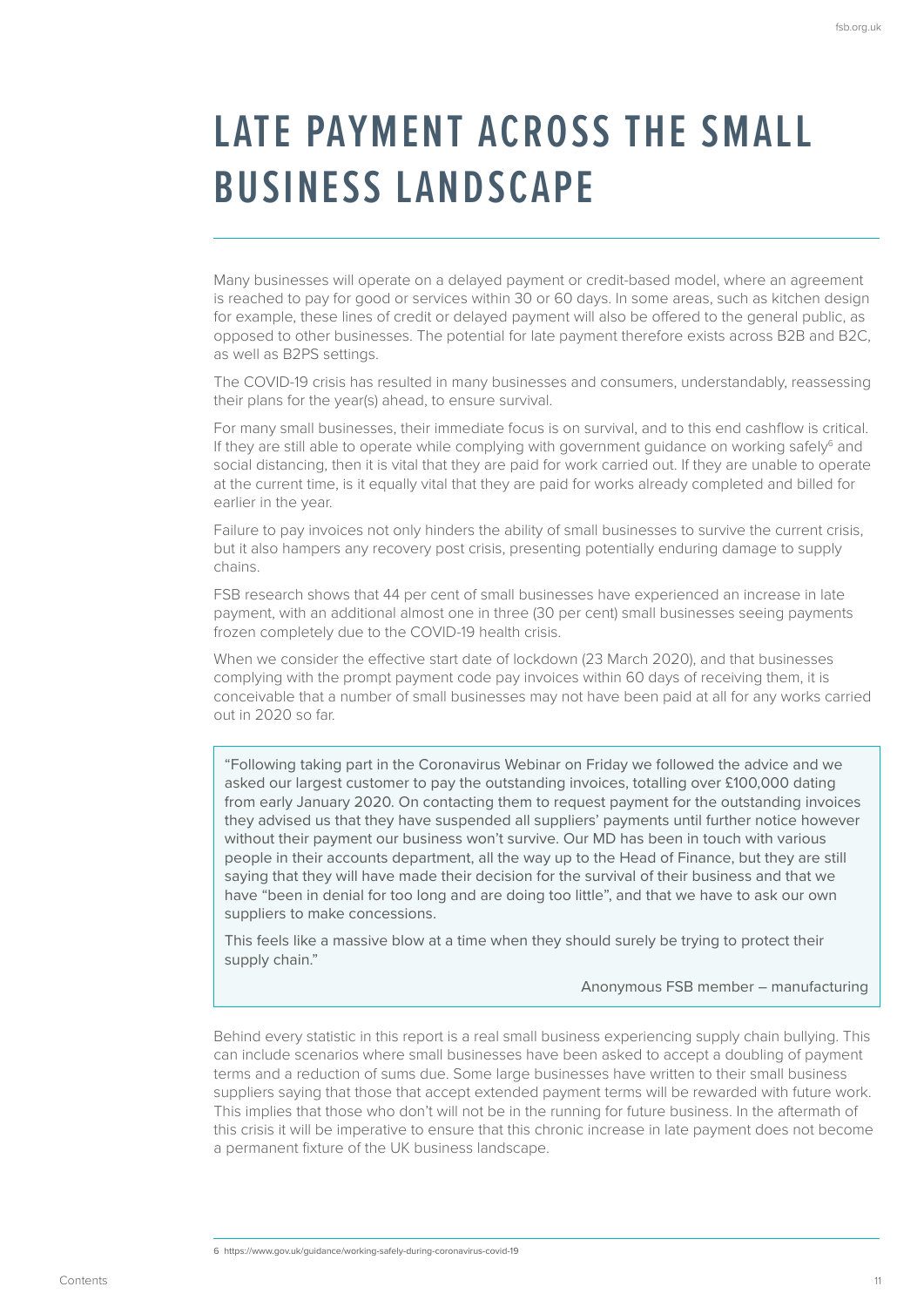# LATE PAYMENT ACROSS THE SMALL BUSINESS LANDSCAPE

Many businesses will operate on a delayed payment or credit-based model, where an agreement is reached to pay for good or services within 30 or 60 days. In some areas, such as kitchen design for example, these lines of credit or delayed payment will also be offered to the general public, as opposed to other businesses. The potential for late payment therefore exists across B2B and B2C, as well as B2PS settings.

The COVID-19 crisis has resulted in many businesses and consumers, understandably, reassessing their plans for the year(s) ahead, to ensure survival.

For many small businesses, their immediate focus is on survival, and to this end cashflow is critical. If they are still able to operate while complying with government guidance on working safely[6] and social distancing, then it is vital that they are paid for work carried out. If they are unable to operate at the current time, is it equally vital that they are paid for works already completed and billed for earlier in the year.

Failure to pay invoices not only hinders the ability of small businesses to survive the current crisis, but it also hampers any recovery post crisis, presenting potentially enduring damage to supply chains.

FSB research shows that 44 per cent of small businesses have experienced an increase in late payment, with an additional almost one in three (30 per cent) small businesses seeing payments frozen completely due to the COVID-19 health crisis.

When we consider the effective start date of lockdown (23 March 2020), and that businesses complying with the prompt payment code pay invoices within 60 days of receiving them, it is conceivable that a number of small businesses may not have been paid at all for any works carried out in 2020 so far.

> "Following taking part in the Coronavirus Webinar on Friday we followed the advice and we asked our largest customer to pay the outstanding invoices, totalling over £100,000 dating from early January 2020. On contacting them to request payment for the outstanding invoices they advised us that they have suspended all suppliers' payments until further notice however without their payment our business won't survive. Our MD has been in touch with various people in their accounts department, all the way up to the Head of Finance, but they are still saying that they will have made their decision for the survival of their business and that we have "been in denial for too long and are doing too little", and that we have to ask our own suppliers to make concessions.
>
> This feels like a massive blow at a time when they should surely be trying to protect their supply chain."
>
> Anonymous FSB member – manufacturing

Behind every statistic in this report is a real small business experiencing supply chain bullying. This can include scenarios where small businesses have been asked to accept a doubling of payment terms and a reduction of sums due. Some large businesses have written to their small business suppliers saying that those that accept extended payment terms will be rewarded with future work. This implies that those who don't will not be in the running for future business. In the aftermath of this crisis it will be imperative to ensure that this chronic increase in late payment does not become a permanent fixture of the UK business landscape.

6 https://www.gov.uk/guidance/working-safely-during-coronavirus-covid-19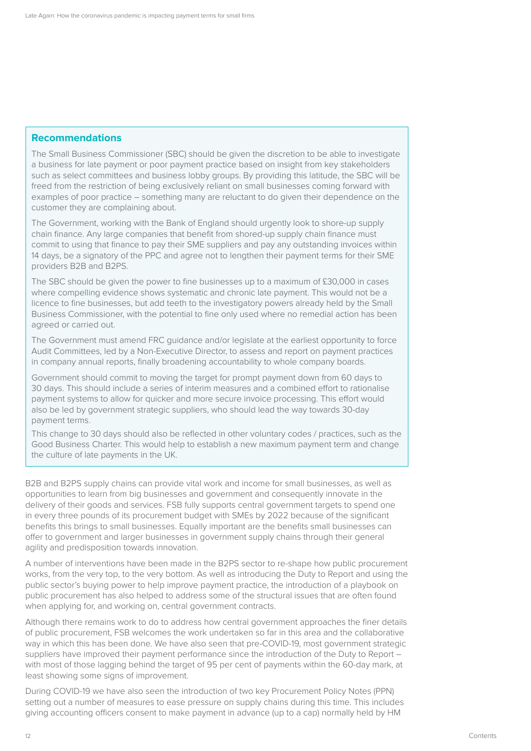## Recommendations

The Small Business Commissioner (SBC) should be given the discretion to be able to investigate a business for late payment or poor payment practice based on insight from key stakeholders such as select committees and business lobby groups. By providing this latitude, the SBC will be freed from the restriction of being exclusively reliant on small businesses coming forward with examples of poor practice – something many are reluctant to do given their dependence on the customer they are complaining about.

The Government, working with the Bank of England should urgently look to shore-up supply chain finance. Any large companies that benefit from shored-up supply chain finance must commit to using that finance to pay their SME suppliers and pay any outstanding invoices within 14 days, be a signatory of the PPC and agree not to lengthen their payment terms for their SME providers B2B and B2PS.

The SBC should be given the power to fine businesses up to a maximum of £30,000 in cases where compelling evidence shows systematic and chronic late payment. This would not be a licence to fine businesses, but add teeth to the investigatory powers already held by the Small Business Commissioner, with the potential to fine only used where no remedial action has been agreed or carried out.

The Government must amend FRC guidance and/or legislate at the earliest opportunity to force Audit Committees, led by a Non-Executive Director, to assess and report on payment practices in company annual reports, finally broadening accountability to whole company boards.

Government should commit to moving the target for prompt payment down from 60 days to 30 days. This should include a series of interim measures and a combined effort to rationalise payment systems to allow for quicker and more secure invoice processing. This effort would also be led by government strategic suppliers, who should lead the way towards 30-day payment terms.

This change to 30 days should also be reflected in other voluntary codes / practices, such as the Good Business Charter. This would help to establish a new maximum payment term and change the culture of late payments in the UK.

B2B and B2PS supply chains can provide vital work and income for small businesses, as well as opportunities to learn from big businesses and government and consequently innovate in the delivery of their goods and services. FSB fully supports central government targets to spend one in every three pounds of its procurement budget with SMEs by 2022 because of the significant benefits this brings to small businesses. Equally important are the benefits small businesses can offer to government and larger businesses in government supply chains through their general agility and predisposition towards innovation.

A number of interventions have been made in the B2PS sector to re-shape how public procurement works, from the very top, to the very bottom. As well as introducing the Duty to Report and using the public sector's buying power to help improve payment practice, the introduction of a playbook on public procurement has also helped to address some of the structural issues that are often found when applying for, and working on, central government contracts.

Although there remains work to do to address how central government approaches the finer details of public procurement, FSB welcomes the work undertaken so far in this area and the collaborative way in which this has been done. We have also seen that pre-COVID-19, most government strategic suppliers have improved their payment performance since the introduction of the Duty to Report – with most of those lagging behind the target of 95 per cent of payments within the 60-day mark, at least showing some signs of improvement.

During COVID-19 we have also seen the introduction of two key Procurement Policy Notes (PPN) setting out a number of measures to ease pressure on supply chains during this time. This includes giving accounting officers consent to make payment in advance (up to a cap) normally held by HM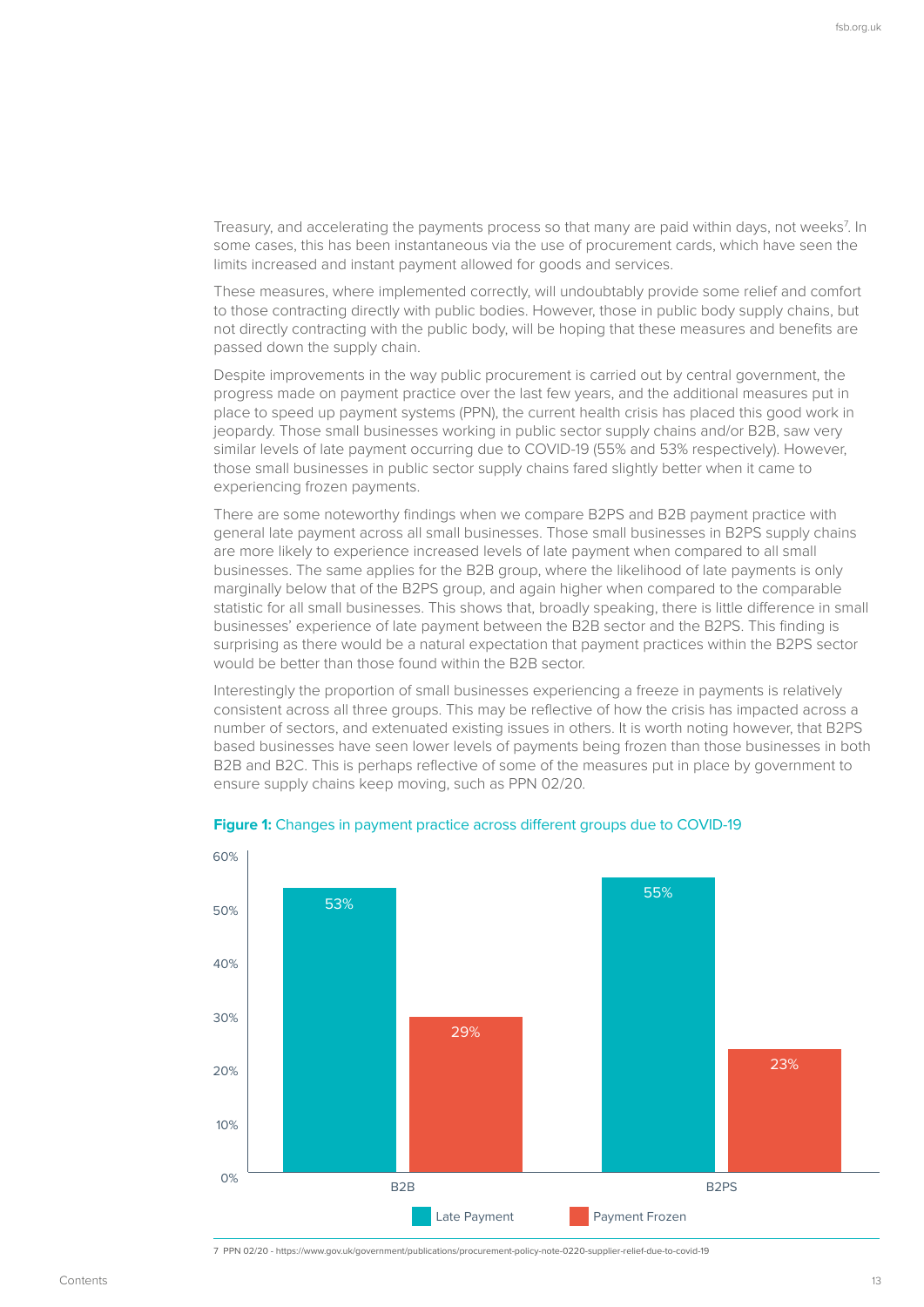Treasury, and accelerating the payments process so that many are paid within days, not weeks[7]. In some cases, this has been instantaneous via the use of procurement cards, which have seen the limits increased and instant payment allowed for goods and services.

These measures, where implemented correctly, will undoubtably provide some relief and comfort to those contracting directly with public bodies. However, those in public body supply chains, but not directly contracting with the public body, will be hoping that these measures and benefits are passed down the supply chain.

Despite improvements in the way public procurement is carried out by central government, the progress made on payment practice over the last few years, and the additional measures put in place to speed up payment systems (PPN), the current health crisis has placed this good work in jeopardy. Those small businesses working in public sector supply chains and/or B2B, saw very similar levels of late payment occurring due to COVID-19 (55% and 53% respectively). However, those small businesses in public sector supply chains fared slightly better when it came to experiencing frozen payments.

There are some noteworthy findings when we compare B2PS and B2B payment practice with general late payment across all small businesses. Those small businesses in B2PS supply chains are more likely to experience increased levels of late payment when compared to all small businesses. The same applies for the B2B group, where the likelihood of late payments is only marginally below that of the B2PS group, and again higher when compared to the comparable statistic for all small businesses. This shows that, broadly speaking, there is little difference in small businesses' experience of late payment between the B2B sector and the B2PS. This finding is surprising as there would be a natural expectation that payment practices within the B2PS sector would be better than those found within the B2B sector.

Interestingly the proportion of small businesses experiencing a freeze in payments is relatively consistent across all three groups. This may be reflective of how the crisis has impacted across a number of sectors, and extenuated existing issues in others. It is worth noting however, that B2PS based businesses have seen lower levels of payments being frozen than those businesses in both B2B and B2C. This is perhaps reflective of some of the measures put in place by government to ensure supply chains keep moving, such as PPN 02/20.

**Figure 1:** Changes in payment practice across different groups due to COVID-19

| | Late Payment | Payment Frozen |
|---|---|---|
| B2B | 53% | 29% |
| B2PS | 55% | 23% |

7 PPN 02/20 - https://www.gov.uk/government/publications/procurement-policy-note-0220-supplier-relief-due-to-covid-19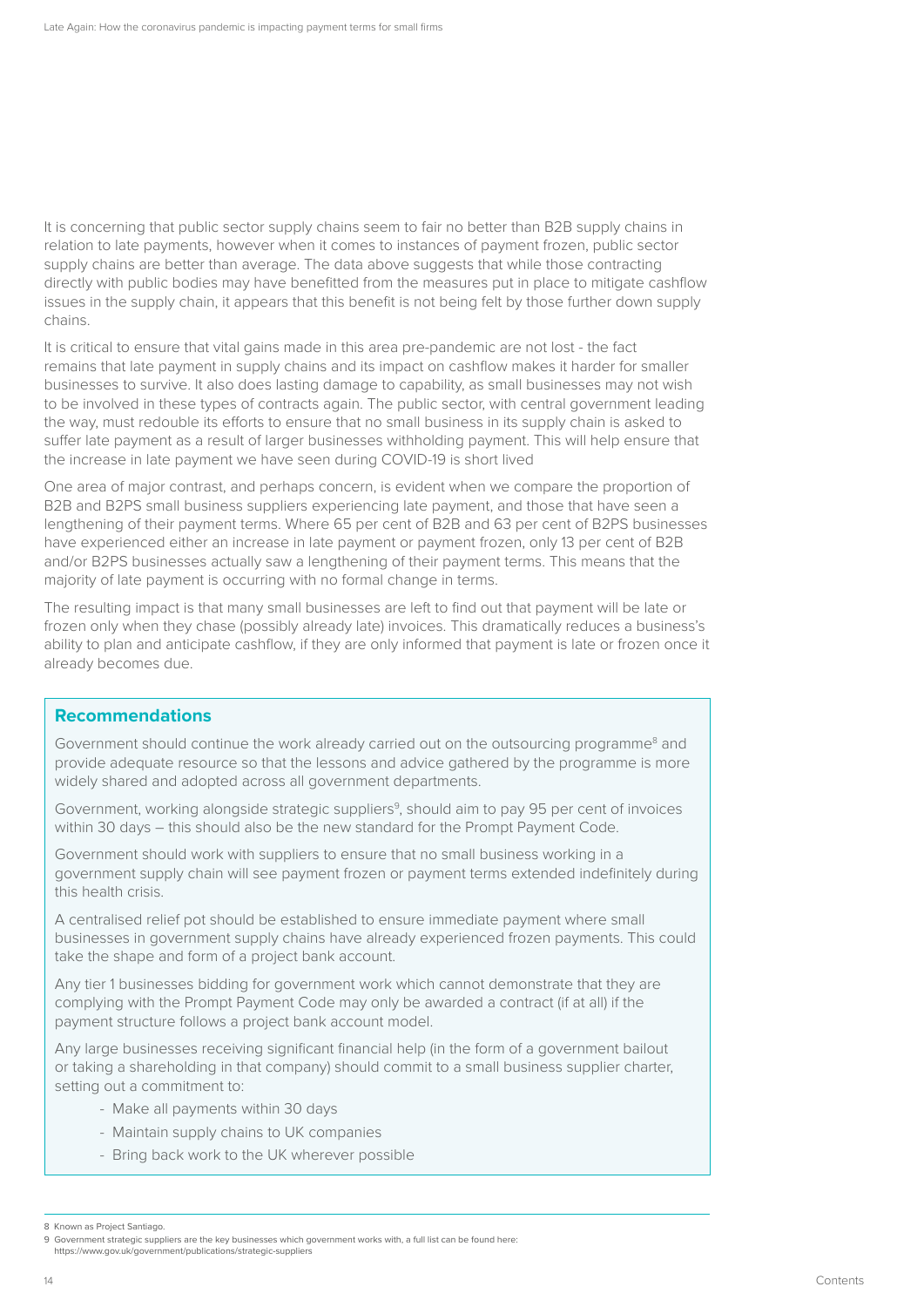It is concerning that public sector supply chains seem to fair no better than B2B supply chains in relation to late payments, however when it comes to instances of payment frozen, public sector supply chains are better than average. The data above suggests that while those contracting directly with public bodies may have benefitted from the measures put in place to mitigate cashflow issues in the supply chain, it appears that this benefit is not being felt by those further down supply chains.

It is critical to ensure that vital gains made in this area pre-pandemic are not lost - the fact remains that late payment in supply chains and its impact on cashflow makes it harder for smaller businesses to survive. It also does lasting damage to capability, as small businesses may not wish to be involved in these types of contracts again. The public sector, with central government leading the way, must redouble its efforts to ensure that no small business in its supply chain is asked to suffer late payment as a result of larger businesses withholding payment. This will help ensure that the increase in late payment we have seen during COVID-19 is short lived

One area of major contrast, and perhaps concern, is evident when we compare the proportion of B2B and B2PS small business suppliers experiencing late payment, and those that have seen a lengthening of their payment terms. Where 65 per cent of B2B and 63 per cent of B2PS businesses have experienced either an increase in late payment or payment frozen, only 13 per cent of B2B and/or B2PS businesses actually saw a lengthening of their payment terms. This means that the majority of late payment is occurring with no formal change in terms.

The resulting impact is that many small businesses are left to find out that payment will be late or frozen only when they chase (possibly already late) invoices. This dramatically reduces a business's ability to plan and anticipate cashflow, if they are only informed that payment is late or frozen once it already becomes due.

## Recommendations

Government should continue the work already carried out on the outsourcing programme[8] and provide adequate resource so that the lessons and advice gathered by the programme is more widely shared and adopted across all government departments.

Government, working alongside strategic suppliers[9], should aim to pay 95 per cent of invoices within 30 days – this should also be the new standard for the Prompt Payment Code.

Government should work with suppliers to ensure that no small business working in a government supply chain will see payment frozen or payment terms extended indefinitely during this health crisis.

A centralised relief pot should be established to ensure immediate payment where small businesses in government supply chains have already experienced frozen payments. This could take the shape and form of a project bank account.

Any tier 1 businesses bidding for government work which cannot demonstrate that they are complying with the Prompt Payment Code may only be awarded a contract (if at all) if the payment structure follows a project bank account model.

Any large businesses receiving significant financial help (in the form of a government bailout or taking a shareholding in that company) should commit to a small business supplier charter, setting out a commitment to:

- Make all payments within 30 days
- Maintain supply chains to UK companies
- Bring back work to the UK wherever possible

---

8 Known as Project Santiago.

9 Government strategic suppliers are the key businesses which government works with, a full list can be found here: https://www.gov.uk/government/publications/strategic-suppliers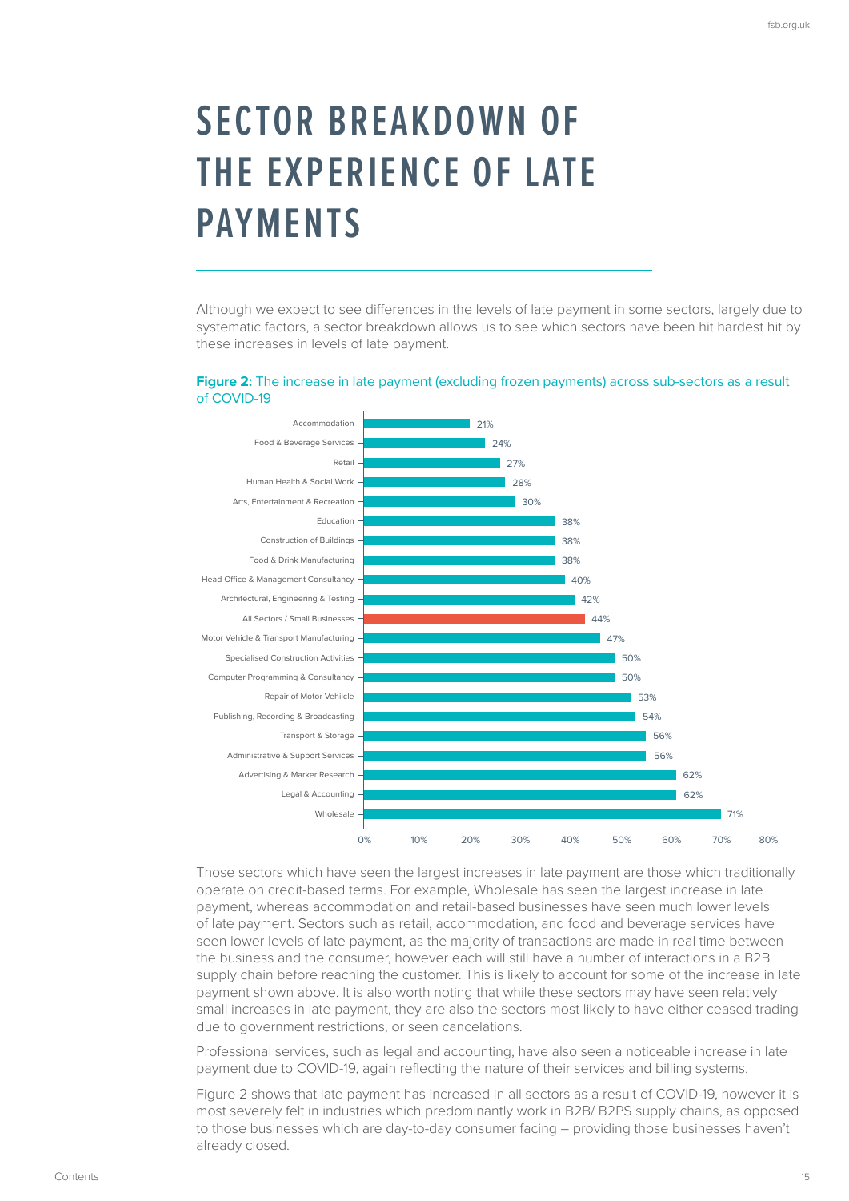# SECTOR BREAKDOWN OF THE EXPERIENCE OF LATE PAYMENTS

Although we expect to see differences in the levels of late payment in some sectors, largely due to systematic factors, a sector breakdown allows us to see which sectors have been hit hardest hit by these increases in levels of late payment.

**Figure 2:** The increase in late payment (excluding frozen payments) across sub-sectors as a result of COVID-19

| Sector | Increase in late payment |
|---|---|
| Accommodation | 21% |
| Food & Beverage Services | 24% |
| Retail | 27% |
| Human Health & Social Work | 28% |
| Arts, Entertainment & Recreation | 30% |
| Education | 38% |
| Construction of Buildings | 38% |
| Food & Drink Manufacturing | 38% |
| Head Office & Management Consultancy | 40% |
| Architectural, Engineering & Testing | 42% |
| All Sectors / Small Businesses | 44% |
| Motor Vehicle & Transport Manufacturing | 47% |
| Specialised Construction Activities | 50% |
| Computer Programming & Consultancy | 50% |
| Repair of Motor Vehilcle | 53% |
| Publishing, Recording & Broadcasting | 54% |
| Transport & Storage | 56% |
| Administrative & Support Services | 56% |
| Advertising & Marker Research | 62% |
| Legal & Accounting | 62% |
| Wholesale | 71% |

Those sectors which have seen the largest increases in late payment are those which traditionally operate on credit-based terms. For example, Wholesale has seen the largest increase in late payment, whereas accommodation and retail-based businesses have seen much lower levels of late payment. Sectors such as retail, accommodation, and food and beverage services have seen lower levels of late payment, as the majority of transactions are made in real time between the business and the consumer, however each will still have a number of interactions in a B2B supply chain before reaching the customer. This is likely to account for some of the increase in late payment shown above. It is also worth noting that while these sectors may have seen relatively small increases in late payment, they are also the sectors most likely to have either ceased trading due to government restrictions, or seen cancelations.

Professional services, such as legal and accounting, have also seen a noticeable increase in late payment due to COVID-19, again reflecting the nature of their services and billing systems.

Figure 2 shows that late payment has increased in all sectors as a result of COVID-19, however it is most severely felt in industries which predominantly work in B2B/ B2PS supply chains, as opposed to those businesses which are day-to-day consumer facing – providing those businesses haven't already closed.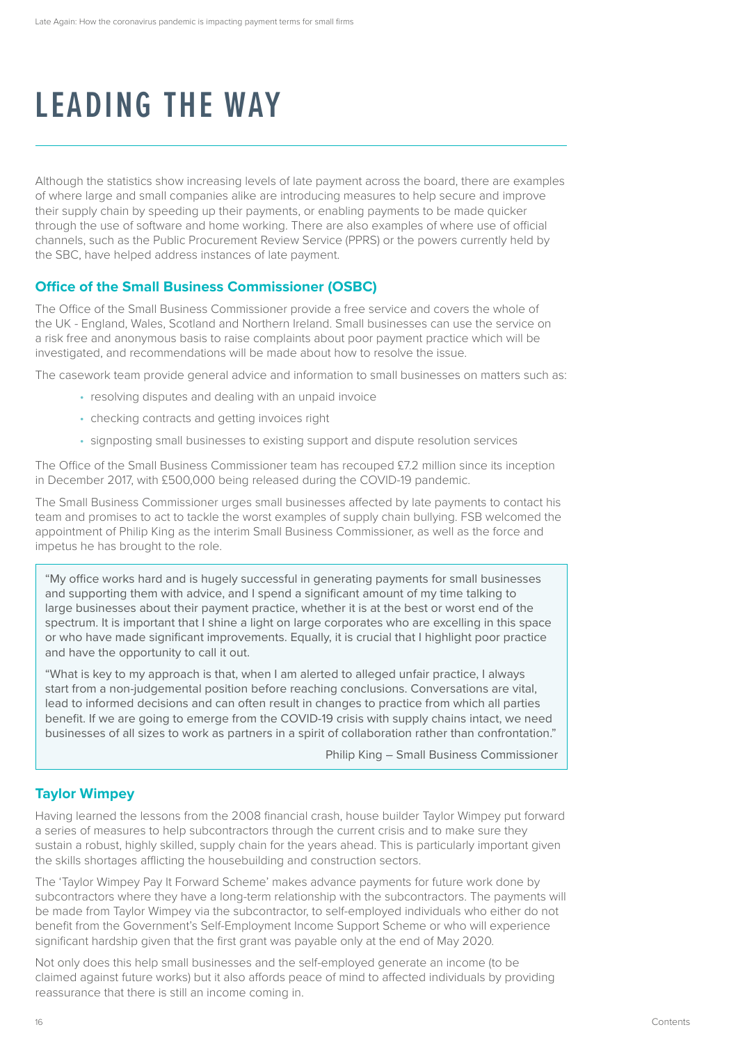# LEADING THE WAY

Although the statistics show increasing levels of late payment across the board, there are examples of where large and small companies alike are introducing measures to help secure and improve their supply chain by speeding up their payments, or enabling payments to be made quicker through the use of software and home working. There are also examples of where use of official channels, such as the Public Procurement Review Service (PPRS) or the powers currently held by the SBC, have helped address instances of late payment.

### Office of the Small Business Commissioner (OSBC)

The Office of the Small Business Commissioner provide a free service and covers the whole of the UK - England, Wales, Scotland and Northern Ireland. Small businesses can use the service on a risk free and anonymous basis to raise complaints about poor payment practice which will be investigated, and recommendations will be made about how to resolve the issue.

The casework team provide general advice and information to small businesses on matters such as:

- resolving disputes and dealing with an unpaid invoice
- checking contracts and getting invoices right
- signposting small businesses to existing support and dispute resolution services

The Office of the Small Business Commissioner team has recouped £7.2 million since its inception in December 2017, with £500,000 being released during the COVID-19 pandemic.

The Small Business Commissioner urges small businesses affected by late payments to contact his team and promises to act to tackle the worst examples of supply chain bullying. FSB welcomed the appointment of Philip King as the interim Small Business Commissioner, as well as the force and impetus he has brought to the role.

> "My office works hard and is hugely successful in generating payments for small businesses and supporting them with advice, and I spend a significant amount of my time talking to large businesses about their payment practice, whether it is at the best or worst end of the spectrum. It is important that I shine a light on large corporates who are excelling in this space or who have made significant improvements. Equally, it is crucial that I highlight poor practice and have the opportunity to call it out.
>
> "What is key to my approach is that, when I am alerted to alleged unfair practice, I always start from a non-judgemental position before reaching conclusions. Conversations are vital, lead to informed decisions and can often result in changes to practice from which all parties benefit. If we are going to emerge from the COVID-19 crisis with supply chains intact, we need businesses of all sizes to work as partners in a spirit of collaboration rather than confrontation."
>
> Philip King – Small Business Commissioner

### Taylor Wimpey

Having learned the lessons from the 2008 financial crash, house builder Taylor Wimpey put forward a series of measures to help subcontractors through the current crisis and to make sure they sustain a robust, highly skilled, supply chain for the years ahead. This is particularly important given the skills shortages afflicting the housebuilding and construction sectors.

The 'Taylor Wimpey Pay It Forward Scheme' makes advance payments for future work done by subcontractors where they have a long-term relationship with the subcontractors. The payments will be made from Taylor Wimpey via the subcontractor, to self-employed individuals who either do not benefit from the Government's Self-Employment Income Support Scheme or who will experience significant hardship given that the first grant was payable only at the end of May 2020.

Not only does this help small businesses and the self-employed generate an income (to be claimed against future works) but it also affords peace of mind to affected individuals by providing reassurance that there is still an income coming in.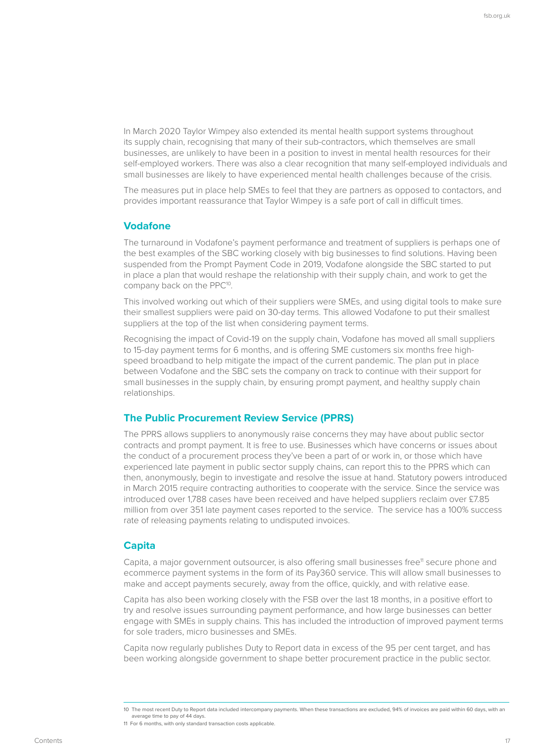In March 2020 Taylor Wimpey also extended its mental health support systems throughout its supply chain, recognising that many of their sub-contractors, which themselves are small businesses, are unlikely to have been in a position to invest in mental health resources for their self-employed workers. There was also a clear recognition that many self-employed individuals and small businesses are likely to have experienced mental health challenges because of the crisis.

The measures put in place help SMEs to feel that they are partners as opposed to contactors, and provides important reassurance that Taylor Wimpey is a safe port of call in difficult times.

## Vodafone

The turnaround in Vodafone's payment performance and treatment of suppliers is perhaps one of the best examples of the SBC working closely with big businesses to find solutions. Having been suspended from the Prompt Payment Code in 2019, Vodafone alongside the SBC started to put in place a plan that would reshape the relationship with their supply chain, and work to get the company back on the PPC[10].

This involved working out which of their suppliers were SMEs, and using digital tools to make sure their smallest suppliers were paid on 30-day terms. This allowed Vodafone to put their smallest suppliers at the top of the list when considering payment terms.

Recognising the impact of Covid-19 on the supply chain, Vodafone has moved all small suppliers to 15-day payment terms for 6 months, and is offering SME customers six months free high-speed broadband to help mitigate the impact of the current pandemic. The plan put in place between Vodafone and the SBC sets the company on track to continue with their support for small businesses in the supply chain, by ensuring prompt payment, and healthy supply chain relationships.

## The Public Procurement Review Service (PPRS)

The PPRS allows suppliers to anonymously raise concerns they may have about public sector contracts and prompt payment. It is free to use. Businesses which have concerns or issues about the conduct of a procurement process they've been a part of or work in, or those which have experienced late payment in public sector supply chains, can report this to the PPRS which can then, anonymously, begin to investigate and resolve the issue at hand. Statutory powers introduced in March 2015 require contracting authorities to cooperate with the service. Since the service was introduced over 1,788 cases have been received and have helped suppliers reclaim over £7.85 million from over 351 late payment cases reported to the service. The service has a 100% success rate of releasing payments relating to undisputed invoices.

## Capita

Capita, a major government outsourcer, is also offering small businesses free[11] secure phone and ecommerce payment systems in the form of its Pay360 service. This will allow small businesses to make and accept payments securely, away from the office, quickly, and with relative ease.

Capita has also been working closely with the FSB over the last 18 months, in a positive effort to try and resolve issues surrounding payment performance, and how large businesses can better engage with SMEs in supply chains. This has included the introduction of improved payment terms for sole traders, micro businesses and SMEs.

Capita now regularly publishes Duty to Report data in excess of the 95 per cent target, and has been working alongside government to shape better procurement practice in the public sector.

---

10 The most recent Duty to Report data included intercompany payments. When these transactions are excluded, 94% of invoices are paid within 60 days, with an average time to pay of 44 days.

11 For 6 months, with only standard transaction costs applicable.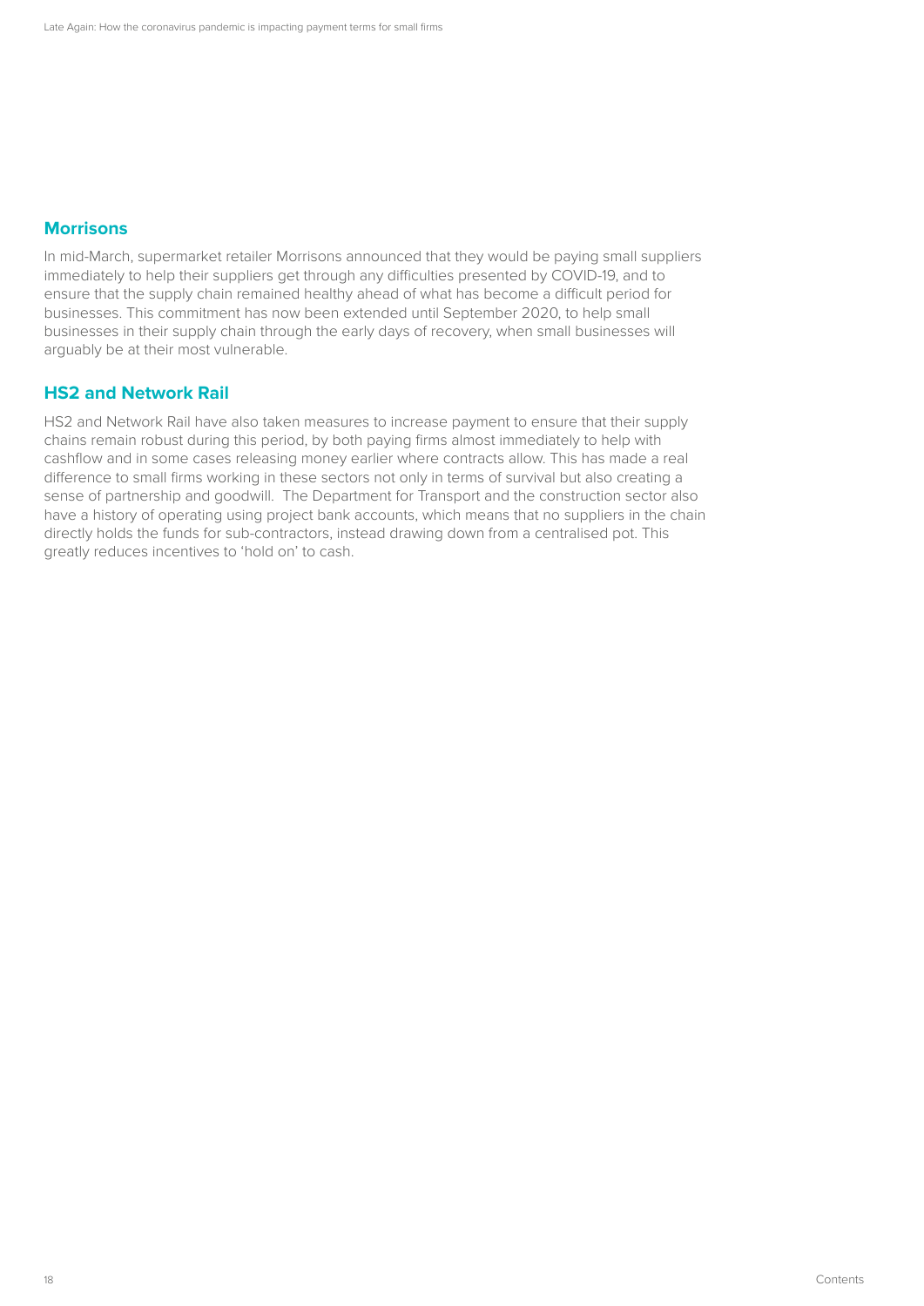## Morrisons

In mid-March, supermarket retailer Morrisons announced that they would be paying small suppliers immediately to help their suppliers get through any difficulties presented by COVID-19, and to ensure that the supply chain remained healthy ahead of what has become a difficult period for businesses. This commitment has now been extended until September 2020, to help small businesses in their supply chain through the early days of recovery, when small businesses will arguably be at their most vulnerable.

## HS2 and Network Rail

HS2 and Network Rail have also taken measures to increase payment to ensure that their supply chains remain robust during this period, by both paying firms almost immediately to help with cashflow and in some cases releasing money earlier where contracts allow. This has made a real difference to small firms working in these sectors not only in terms of survival but also creating a sense of partnership and goodwill. The Department for Transport and the construction sector also have a history of operating using project bank accounts, which means that no suppliers in the chain directly holds the funds for sub-contractors, instead drawing down from a centralised pot. This greatly reduces incentives to 'hold on' to cash.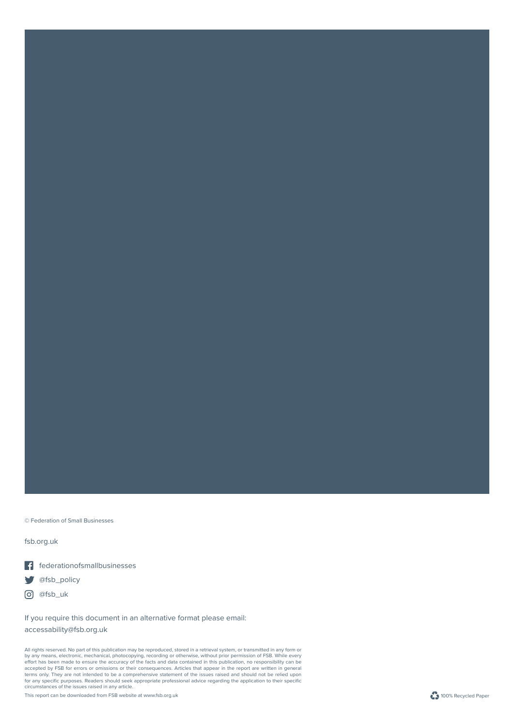© Federation of Small Businesses

fsb.org.uk

federationofsmallbusinesses

@fsb_policy

@fsb_uk

If you require this document in an alternative format please email:
accessability@fsb.org.uk

All rights reserved. No part of this publication may be reproduced, stored in a retrieval system, or transmitted in any form or by any means, electronic, mechanical, photocopying, recording or otherwise, without prior permission of FSB. While every effort has been made to ensure the accuracy of the facts and data contained in this publication, no responsibility can be accepted by FSB for errors or omissions or their consequences. Articles that appear in the report are written in general terms only. They are not intended to be a comprehensive statement of the issues raised and should not be relied upon for any specific purposes. Readers should seek appropriate professional advice regarding the application to their specific circumstances of the issues raised in any article.

This report can be downloaded from FSB website at www.fsb.org.uk

100% Recycled Paper